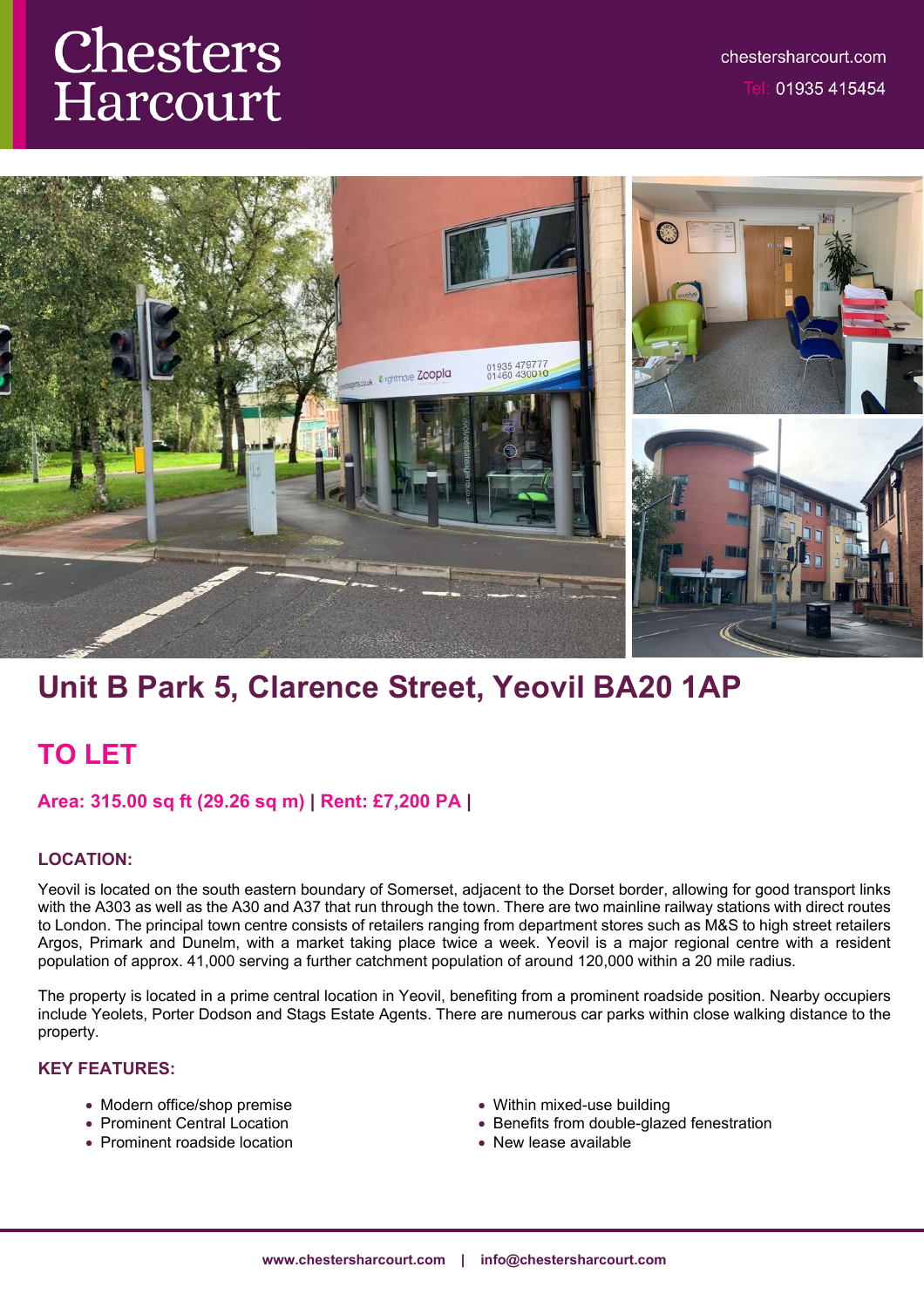# Chesters Harcourt

chestersharcourt.com

Tel: 01935 415454

## Unit B Park 5, Clarence Street, Yeovil BA20 1AP

## TO LET

**Area: 315.00 sq ft (29.26 sq m) | Rent: £7,200 PA |**

### LOCATION:

Yeovil is located on the south eastern boundary of Somerset, adjacent to the Dorset border, allowing for good transport links with the A303 as well as the A30 and A37 that run through the town. There are two mainline railway stations with direct routes to London. The principal town centre consists of retailers ranging from department stores such as M&S to high street retailers Argos, Primark and Dunelm, with a market taking place twice a week. Yeovil is a major regional centre with a resident population of approx. 41,000 serving a further catchment population of around 120,000 within a 20 mile radius.

The property is located in a prime central location in Yeovil, benefiting from a prominent roadside position. Nearby occupiers include Yeolets, Porter Dodson and Stags Estate Agents. There are numerous car parks within close walking distance to the property.

### KEY FEATURES:

- Modern office/shop premise
- Prominent Central Location
- Prominent roadside location
- Within mixed-use building
- Benefits from double-glazed fenestration
- New lease available

www.chestersharcourt.com | info@chestersharcourt.com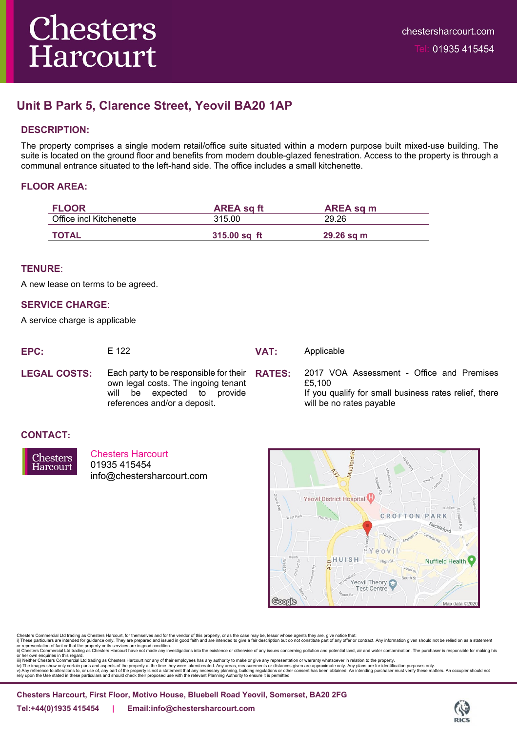# Unit B Park 5, Clarence Street, Yeovil BA20 1AP

## DESCRIPTION:

The property comprises a single modern retail/office suite situated within a modern purpose built mixed-use building. The suite is located on the ground floor and benefits from modern double-glazed fenestration. Access to the property is through a communal entrance situated to the left-hand side. The office includes a small kitchenette.

## FLOOR AREA:

| FLOOR | AREA sq ft | AREA sq m |
|---|---|---|
| Office incl Kitchenette | 315.00 | 29.26 |
| **TOTAL** | **315.00 sq ft** | **29.26 sq m** |

## TENURE:

A new lease on terms to be agreed.

## SERVICE CHARGE:

A service charge is applicable

**EPC:** E 122

**VAT:** Applicable

**LEGAL COSTS:** Each party to be responsible for their own legal costs. The ingoing tenant will be expected to provide references and/or a deposit.

**RATES:** 2017 VOA Assessment - Office and Premises £5,100
If you qualify for small business rates relief, there will be no rates payable

## CONTACT:

Chesters Harcourt
01935 415454
info@chestersharcourt.com

Chesters Commercial Ltd trading as Chesters Harcourt, for themselves and for the vendor of this property, or as the case may be, lessor whose agents they are, give notice that:
i) These particulars are intended for guidance only. They are prepared and issued in good faith and are intended to give a fair description but do not constitute part of any offer or contract. Any information given should not be relied on as a statement or representation of fact or that the property or its services are in good condition.
ii) Chesters Commercial Ltd trading as Chesters Harcourt have not made any investigations into the existence or otherwise of any issues concerning pollution and potential land, air and water contamination. The purchaser is responsible for making his or her own enquiries in this regard.
iii) Neither Chesters Commercial Ltd trading as Chesters Harcourt nor any of their employees has any authority to make or give any representation or warranty whatsoever in relation to the property.
iv) The images show only certain parts and aspects of the property at the time they were taken/created. Any areas, measurements or distances given are approximate only. Any plans are for identification purposes only.
v) Any reference to alterations to, or use of, any part of the property is not a statement that any necessary planning, building regulations or other consent has been obtained. An intending purchaser must verify these matters. An occupier should not rely upon the Use stated in these particulars and should check their proposed use with the relevant Planning Authority to ensure it is permitted.

Chesters Harcourt, First Floor, Motivo House, Bluebell Road Yeovil, Somerset, BA20 2FG
Tel:+44(0)1935 415454 | Email:info@chestersharcourt.com